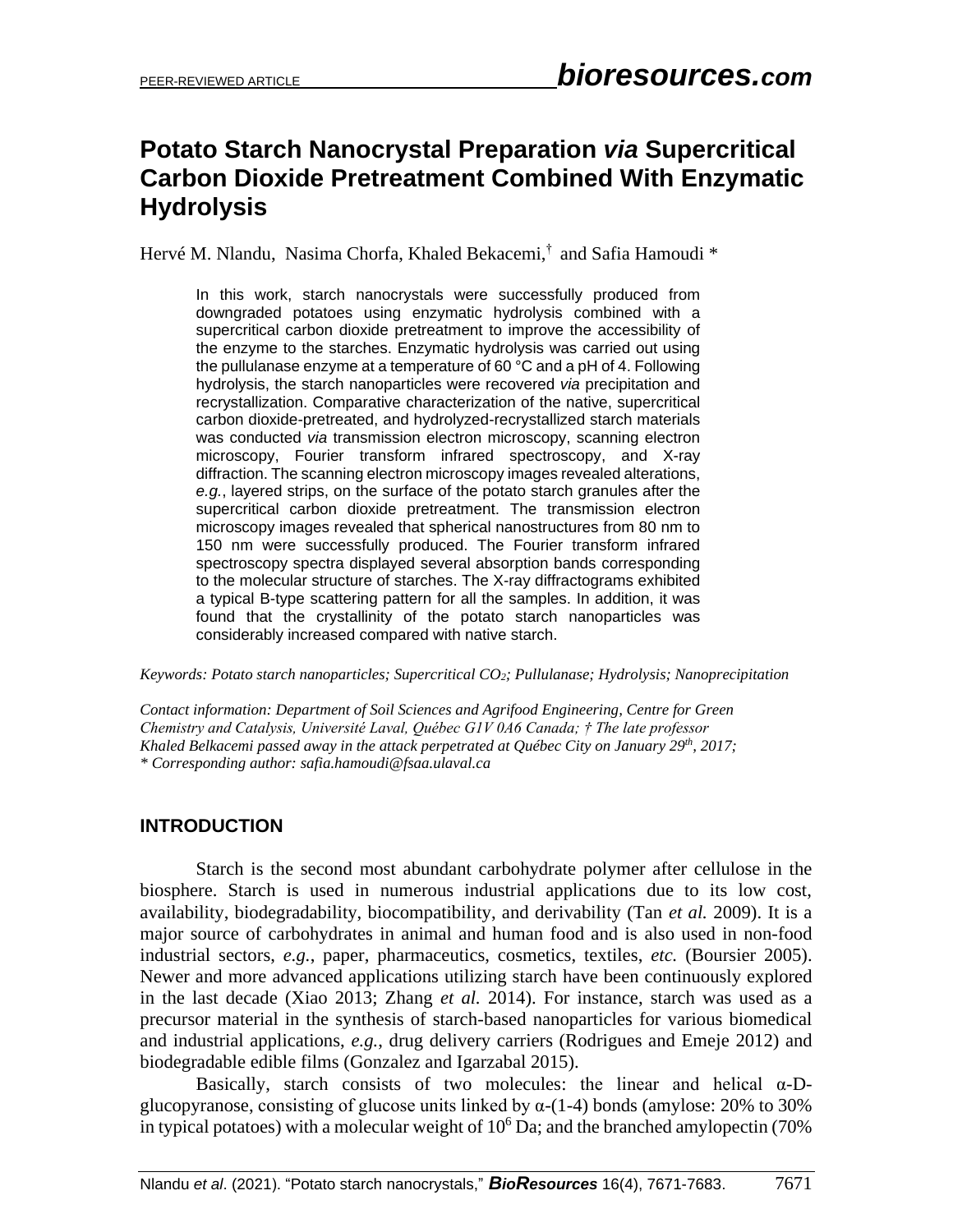# Potato Starch Nanocrystal Preparation *via* Supercritical Carbon Dioxide Pretreatment Combined With Enzymatic Hydrolysis

Hervé M. Nlandu, Nasima Chorfa, Khaled Bekacemi,[†] and Safia Hamoudi *

In this work, starch nanocrystals were successfully produced from downgraded potatoes using enzymatic hydrolysis combined with a supercritical carbon dioxide pretreatment to improve the accessibility of the enzyme to the starches. Enzymatic hydrolysis was carried out using the pullulanase enzyme at a temperature of 60 °C and a pH of 4. Following hydrolysis, the starch nanoparticles were recovered *via* precipitation and recrystallization. Comparative characterization of the native, supercritical carbon dioxide-pretreated, and hydrolyzed-recrystallized starch materials was conducted *via* transmission electron microscopy, scanning electron microscopy, Fourier transform infrared spectroscopy, and X-ray diffraction. The scanning electron microscopy images revealed alterations, *e.g.*, layered strips, on the surface of the potato starch granules after the supercritical carbon dioxide pretreatment. The transmission electron microscopy images revealed that spherical nanostructures from 80 nm to 150 nm were successfully produced. The Fourier transform infrared spectroscopy spectra displayed several absorption bands corresponding to the molecular structure of starches. The X-ray diffractograms exhibited a typical B-type scattering pattern for all the samples. In addition, it was found that the crystallinity of the potato starch nanoparticles was considerably increased compared with native starch.

*Keywords: Potato starch nanoparticles; Supercritical $CO_2$; Pullulanase; Hydrolysis; Nanoprecipitation*

*Contact information: Department of Soil Sciences and Agrifood Engineering, Centre for Green Chemistry and Catalysis, Université Laval, Québec G1V 0A6 Canada; † The late professor Khaled Belkacemi passed away in the attack perpetrated at Québec City on January 29th, 2017; * Corresponding author: safia.hamoudi@fsaa.ulaval.ca*

## INTRODUCTION

Starch is the second most abundant carbohydrate polymer after cellulose in the biosphere. Starch is used in numerous industrial applications due to its low cost, availability, biodegradability, biocompatibility, and derivability (Tan *et al.* 2009). It is a major source of carbohydrates in animal and human food and is also used in non-food industrial sectors, *e.g.*, paper, pharmaceutics, cosmetics, textiles, *etc.* (Boursier 2005). Newer and more advanced applications utilizing starch have been continuously explored in the last decade (Xiao 2013; Zhang *et al.* 2014). For instance, starch was used as a precursor material in the synthesis of starch-based nanoparticles for various biomedical and industrial applications, *e.g.*, drug delivery carriers (Rodrigues and Emeje 2012) and biodegradable edible films (Gonzalez and Igarzabal 2015).

Basically, starch consists of two molecules: the linear and helical α-D-glucopyranose, consisting of glucose units linked by α-(1-4) bonds (amylose: 20% to 30% in typical potatoes) with a molecular weight of $10^6$ Da; and the branched amylopectin (70%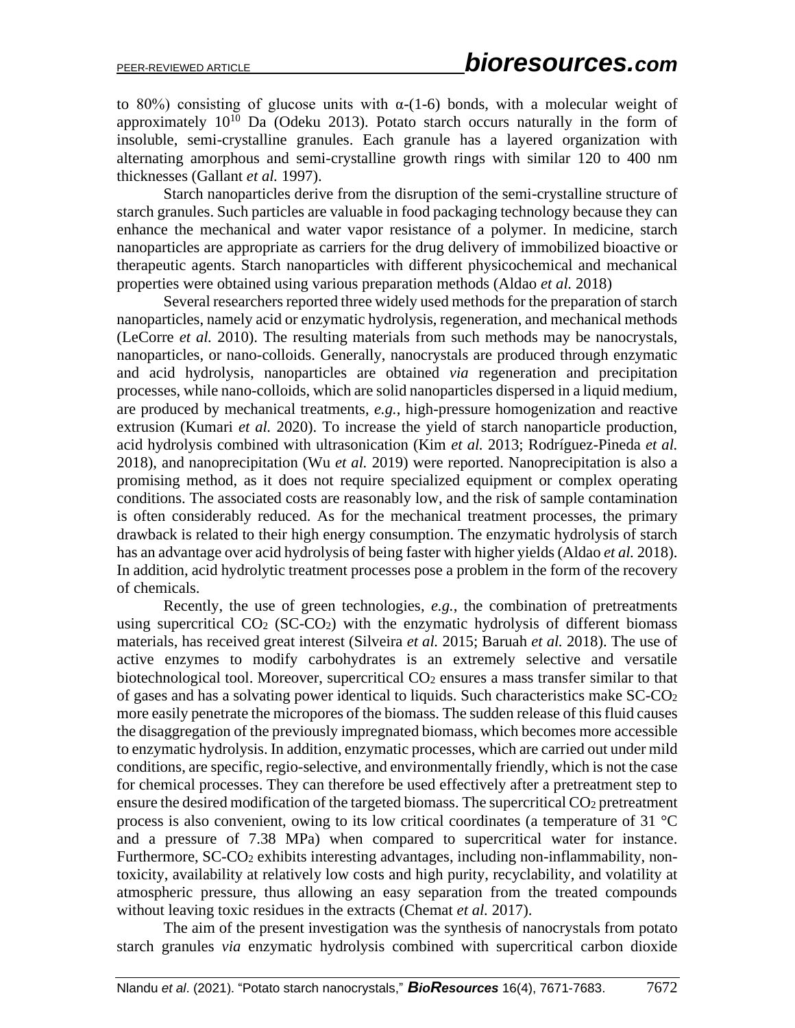to 80%) consisting of glucose units with α-(1-6) bonds, with a molecular weight of approximately $10^{10}$ Da (Odeku 2013). Potato starch occurs naturally in the form of insoluble, semi-crystalline granules. Each granule has a layered organization with alternating amorphous and semi-crystalline growth rings with similar 120 to 400 nm thicknesses (Gallant *et al.* 1997).

Starch nanoparticles derive from the disruption of the semi-crystalline structure of starch granules. Such particles are valuable in food packaging technology because they can enhance the mechanical and water vapor resistance of a polymer. In medicine, starch nanoparticles are appropriate as carriers for the drug delivery of immobilized bioactive or therapeutic agents. Starch nanoparticles with different physicochemical and mechanical properties were obtained using various preparation methods (Aldao *et al.* 2018)

Several researchers reported three widely used methods for the preparation of starch nanoparticles, namely acid or enzymatic hydrolysis, regeneration, and mechanical methods (LeCorre *et al.* 2010). The resulting materials from such methods may be nanocrystals, nanoparticles, or nano-colloids. Generally, nanocrystals are produced through enzymatic and acid hydrolysis, nanoparticles are obtained *via* regeneration and precipitation processes, while nano-colloids, which are solid nanoparticles dispersed in a liquid medium, are produced by mechanical treatments, *e.g.*, high-pressure homogenization and reactive extrusion (Kumari *et al.* 2020). To increase the yield of starch nanoparticle production, acid hydrolysis combined with ultrasonication (Kim *et al.* 2013; Rodríguez-Pineda *et al.* 2018), and nanoprecipitation (Wu *et al.* 2019) were reported. Nanoprecipitation is also a promising method, as it does not require specialized equipment or complex operating conditions. The associated costs are reasonably low, and the risk of sample contamination is often considerably reduced. As for the mechanical treatment processes, the primary drawback is related to their high energy consumption. The enzymatic hydrolysis of starch has an advantage over acid hydrolysis of being faster with higher yields (Aldao *et al.* 2018). In addition, acid hydrolytic treatment processes pose a problem in the form of the recovery of chemicals.

Recently, the use of green technologies, *e.g.*, the combination of pretreatments using supercritical $CO_2$ (SC-$CO_2$) with the enzymatic hydrolysis of different biomass materials, has received great interest (Silveira *et al.* 2015; Baruah *et al.* 2018). The use of active enzymes to modify carbohydrates is an extremely selective and versatile biotechnological tool. Moreover, supercritical $CO_2$ ensures a mass transfer similar to that of gases and has a solvating power identical to liquids. Such characteristics make SC-$CO_2$ more easily penetrate the micropores of the biomass. The sudden release of this fluid causes the disaggregation of the previously impregnated biomass, which becomes more accessible to enzymatic hydrolysis. In addition, enzymatic processes, which are carried out under mild conditions, are specific, regio-selective, and environmentally friendly, which is not the case for chemical processes. They can therefore be used effectively after a pretreatment step to ensure the desired modification of the targeted biomass. The supercritical $CO_2$ pretreatment process is also convenient, owing to its low critical coordinates (a temperature of 31 °C and a pressure of 7.38 MPa) when compared to supercritical water for instance. Furthermore, SC-$CO_2$ exhibits interesting advantages, including non-inflammability, non-toxicity, availability at relatively low costs and high purity, recyclability, and volatility at atmospheric pressure, thus allowing an easy separation from the treated compounds without leaving toxic residues in the extracts (Chemat *et al.* 2017).

The aim of the present investigation was the synthesis of nanocrystals from potato starch granules *via* enzymatic hydrolysis combined with supercritical carbon dioxide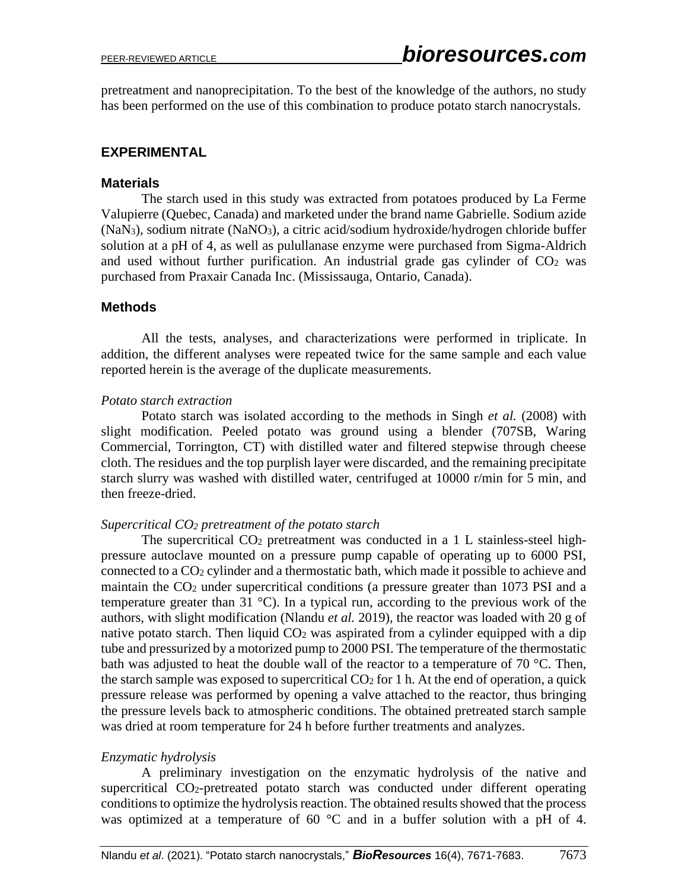pretreatment and nanoprecipitation. To the best of the knowledge of the authors, no study has been performed on the use of this combination to produce potato starch nanocrystals.

## EXPERIMENTAL

### Materials

The starch used in this study was extracted from potatoes produced by La Ferme Valupierre (Quebec, Canada) and marketed under the brand name Gabrielle. Sodium azide ($NaN_3$), sodium nitrate ($NaNO_3$), a citric acid/sodium hydroxide/hydrogen chloride buffer solution at a pH of 4, as well as pulullanase enzyme were purchased from Sigma-Aldrich and used without further purification. An industrial grade gas cylinder of $CO_2$ was purchased from Praxair Canada Inc. (Mississauga, Ontario, Canada).

### Methods

All the tests, analyses, and characterizations were performed in triplicate. In addition, the different analyses were repeated twice for the same sample and each value reported herein is the average of the duplicate measurements.

*Potato starch extraction*

Potato starch was isolated according to the methods in Singh *et al.* (2008) with slight modification. Peeled potato was ground using a blender (707SB, Waring Commercial, Torrington, CT) with distilled water and filtered stepwise through cheese cloth. The residues and the top purplish layer were discarded, and the remaining precipitate starch slurry was washed with distilled water, centrifuged at 10000 r/min for 5 min, and then freeze-dried.

*Supercritical $CO_2$ pretreatment of the potato starch*

The supercritical $CO_2$ pretreatment was conducted in a 1 L stainless-steel high-pressure autoclave mounted on a pressure pump capable of operating up to 6000 PSI, connected to a $CO_2$ cylinder and a thermostatic bath, which made it possible to achieve and maintain the $CO_2$ under supercritical conditions (a pressure greater than 1073 PSI and a temperature greater than 31 °C). In a typical run, according to the previous work of the authors, with slight modification (Nlandu *et al.* 2019), the reactor was loaded with 20 g of native potato starch. Then liquid $CO_2$ was aspirated from a cylinder equipped with a dip tube and pressurized by a motorized pump to 2000 PSI. The temperature of the thermostatic bath was adjusted to heat the double wall of the reactor to a temperature of 70 °C. Then, the starch sample was exposed to supercritical $CO_2$ for 1 h. At the end of operation, a quick pressure release was performed by opening a valve attached to the reactor, thus bringing the pressure levels back to atmospheric conditions. The obtained pretreated starch sample was dried at room temperature for 24 h before further treatments and analyzes.

*Enzymatic hydrolysis*

A preliminary investigation on the enzymatic hydrolysis of the native and supercritical $CO_2$-pretreated potato starch was conducted under different operating conditions to optimize the hydrolysis reaction. The obtained results showed that the process was optimized at a temperature of 60 °C and in a buffer solution with a pH of 4.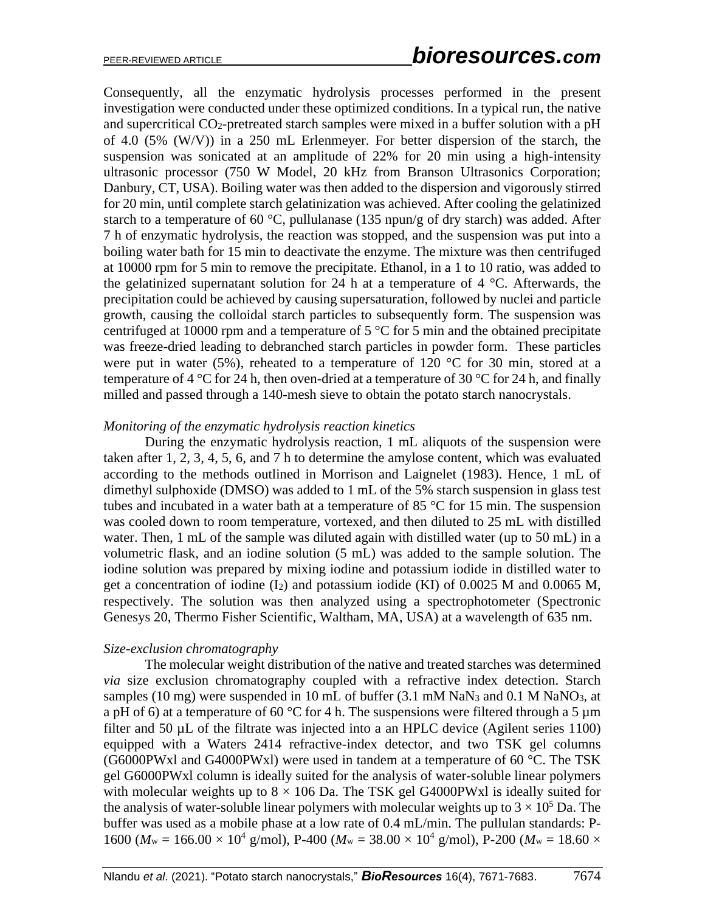Consequently, all the enzymatic hydrolysis processes performed in the present investigation were conducted under these optimized conditions. In a typical run, the native and supercritical $CO_2$-pretreated starch samples were mixed in a buffer solution with a pH of 4.0 (5% (W/V)) in a 250 mL Erlenmeyer. For better dispersion of the starch, the suspension was sonicated at an amplitude of 22% for 20 min using a high-intensity ultrasonic processor (750 W Model, 20 kHz from Branson Ultrasonics Corporation; Danbury, CT, USA). Boiling water was then added to the dispersion and vigorously stirred for 20 min, until complete starch gelatinization was achieved. After cooling the gelatinized starch to a temperature of 60 °C, pullulanase (135 npun/g of dry starch) was added. After 7 h of enzymatic hydrolysis, the reaction was stopped, and the suspension was put into a boiling water bath for 15 min to deactivate the enzyme. The mixture was then centrifuged at 10000 rpm for 5 min to remove the precipitate. Ethanol, in a 1 to 10 ratio, was added to the gelatinized supernatant solution for 24 h at a temperature of 4 °C. Afterwards, the precipitation could be achieved by causing supersaturation, followed by nuclei and particle growth, causing the colloidal starch particles to subsequently form. The suspension was centrifuged at 10000 rpm and a temperature of 5 °C for 5 min and the obtained precipitate was freeze-dried leading to debranched starch particles in powder form. These particles were put in water (5%), reheated to a temperature of 120 °C for 30 min, stored at a temperature of 4 °C for 24 h, then oven-dried at a temperature of 30 °C for 24 h, and finally milled and passed through a 140-mesh sieve to obtain the potato starch nanocrystals.

*Monitoring of the enzymatic hydrolysis reaction kinetics*

During the enzymatic hydrolysis reaction, 1 mL aliquots of the suspension were taken after 1, 2, 3, 4, 5, 6, and 7 h to determine the amylose content, which was evaluated according to the methods outlined in Morrison and Laignelet (1983). Hence, 1 mL of dimethyl sulphoxide (DMSO) was added to 1 mL of the 5% starch suspension in glass test tubes and incubated in a water bath at a temperature of 85 °C for 15 min. The suspension was cooled down to room temperature, vortexed, and then diluted to 25 mL with distilled water. Then, 1 mL of the sample was diluted again with distilled water (up to 50 mL) in a volumetric flask, and an iodine solution (5 mL) was added to the sample solution. The iodine solution was prepared by mixing iodine and potassium iodide in distilled water to get a concentration of iodine ($I_2$) and potassium iodide (KI) of 0.0025 M and 0.0065 M, respectively. The solution was then analyzed using a spectrophotometer (Spectronic Genesys 20, Thermo Fisher Scientific, Waltham, MA, USA) at a wavelength of 635 nm.

*Size-exclusion chromatography*

The molecular weight distribution of the native and treated starches was determined *via* size exclusion chromatography coupled with a refractive index detection. Starch samples (10 mg) were suspended in 10 mL of buffer (3.1 mM $NaN_3$ and 0.1 M $NaNO_3$, at a pH of 6) at a temperature of 60 °C for 4 h. The suspensions were filtered through a 5 µm filter and 50 µL of the filtrate was injected into a an HPLC device (Agilent series 1100) equipped with a Waters 2414 refractive-index detector, and two TSK gel columns (G6000PWxl and G4000PWxl) were used in tandem at a temperature of 60 °C. The TSK gel G6000PWxl column is ideally suited for the analysis of water-soluble linear polymers with molecular weights up to 8 × 106 Da. The TSK gel G4000PWxl is ideally suited for the analysis of water-soluble linear polymers with molecular weights up to $3 \times 10^5$ Da. The buffer was used as a mobile phase at a low rate of 0.4 mL/min. The pullulan standards: P-1600 ($M_w = 166.00 \times 10^4$ g/mol), P-400 ($M_w = 38.00 \times 10^4$ g/mol), P-200 ($M_w = 18.60 \times$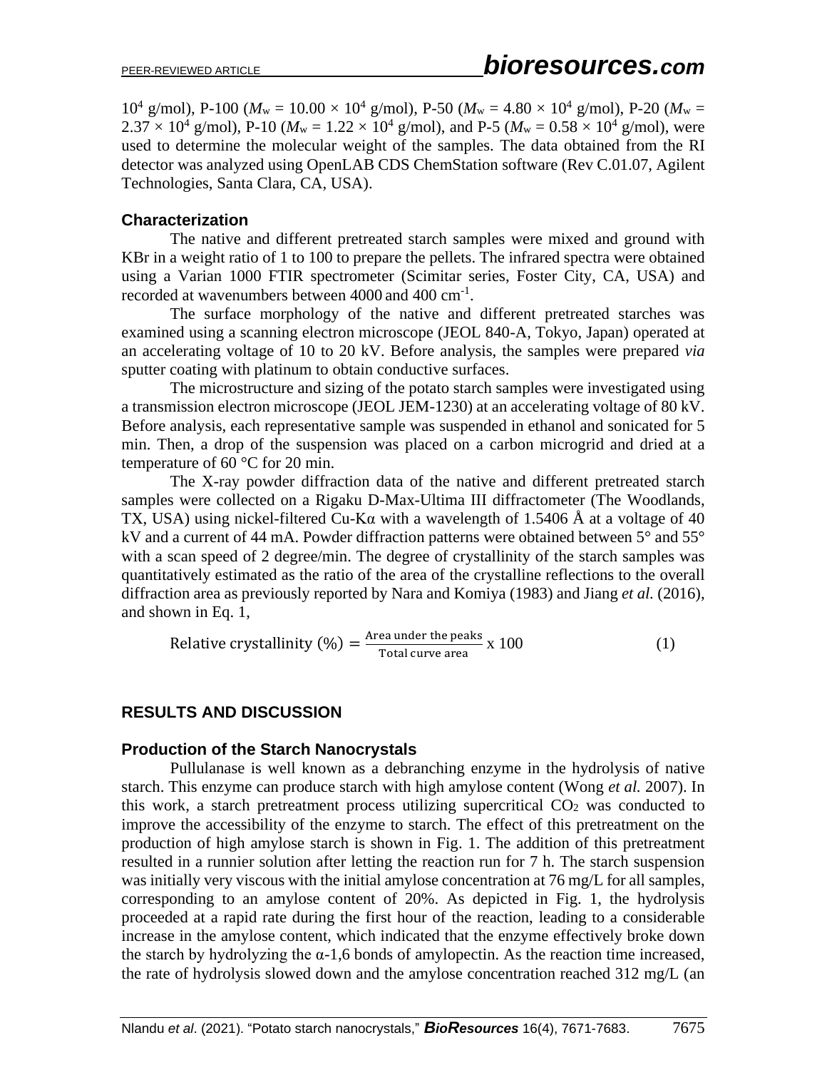$10^4$ g/mol), P-100 ($M_w$ = 10.00 × $10^4$ g/mol), P-50 ($M_w$ = 4.80 × $10^4$ g/mol), P-20 ($M_w$ = 2.37 × $10^4$ g/mol), P-10 ($M_w$ = 1.22 × $10^4$ g/mol), and P-5 ($M_w$ = 0.58 × $10^4$ g/mol), were used to determine the molecular weight of the samples. The data obtained from the RI detector was analyzed using OpenLAB CDS ChemStation software (Rev C.01.07, Agilent Technologies, Santa Clara, CA, USA).

### Characterization

The native and different pretreated starch samples were mixed and ground with KBr in a weight ratio of 1 to 100 to prepare the pellets. The infrared spectra were obtained using a Varian 1000 FTIR spectrometer (Scimitar series, Foster City, CA, USA) and recorded at wavenumbers between 4000 and 400 $cm^{-1}$.

The surface morphology of the native and different pretreated starches was examined using a scanning electron microscope (JEOL 840-A, Tokyo, Japan) operated at an accelerating voltage of 10 to 20 kV. Before analysis, the samples were prepared *via* sputter coating with platinum to obtain conductive surfaces.

The microstructure and sizing of the potato starch samples were investigated using a transmission electron microscope (JEOL JEM-1230) at an accelerating voltage of 80 kV. Before analysis, each representative sample was suspended in ethanol and sonicated for 5 min. Then, a drop of the suspension was placed on a carbon microgrid and dried at a temperature of 60 °C for 20 min.

The X-ray powder diffraction data of the native and different pretreated starch samples were collected on a Rigaku D-Max-Ultima III diffractometer (The Woodlands, TX, USA) using nickel-filtered Cu-Kα with a wavelength of 1.5406 Å at a voltage of 40 kV and a current of 44 mA. Powder diffraction patterns were obtained between 5° and 55° with a scan speed of 2 degree/min. The degree of crystallinity of the starch samples was quantitatively estimated as the ratio of the area of the crystalline reflections to the overall diffraction area as previously reported by Nara and Komiya (1983) and Jiang *et al.* (2016), and shown in Eq. 1,

$$\text{Relative crystallinity (\%)} = \frac{\text{Area under the peaks}}{\text{Total curve area}} \times 100 \tag{1}$$

## RESULTS AND DISCUSSION

### Production of the Starch Nanocrystals

Pullulanase is well known as a debranching enzyme in the hydrolysis of native starch. This enzyme can produce starch with high amylose content (Wong *et al.* 2007). In this work, a starch pretreatment process utilizing supercritical $CO_2$ was conducted to improve the accessibility of the enzyme to starch. The effect of this pretreatment on the production of high amylose starch is shown in Fig. 1. The addition of this pretreatment resulted in a runnier solution after letting the reaction run for 7 h. The starch suspension was initially very viscous with the initial amylose concentration at 76 mg/L for all samples, corresponding to an amylose content of 20%. As depicted in Fig. 1, the hydrolysis proceeded at a rapid rate during the first hour of the reaction, leading to a considerable increase in the amylose content, which indicated that the enzyme effectively broke down the starch by hydrolyzing the α-1,6 bonds of amylopectin. As the reaction time increased, the rate of hydrolysis slowed down and the amylose concentration reached 312 mg/L (an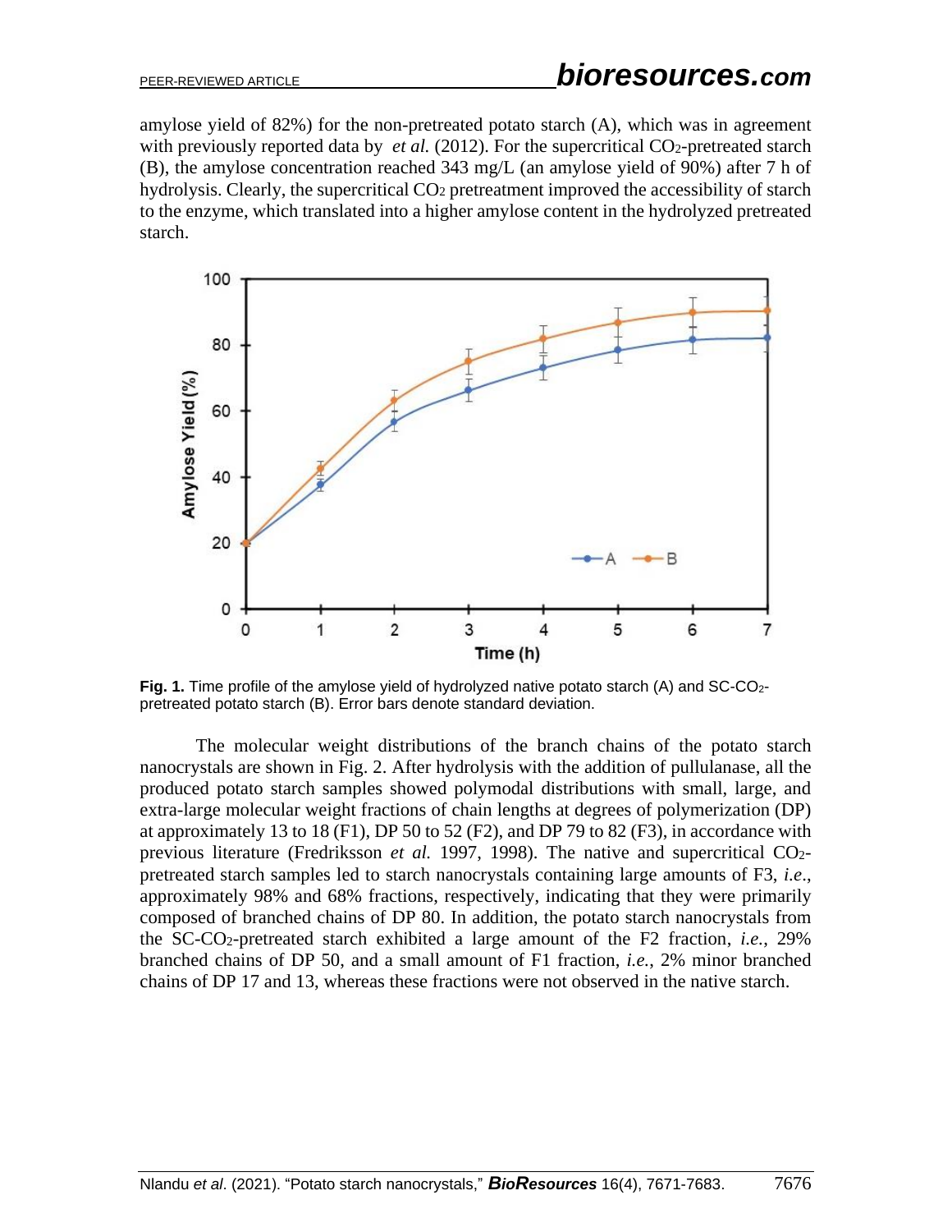amylose yield of 82%) for the non-pretreated potato starch (A), which was in agreement with previously reported data by *et al.* (2012). For the supercritical $CO_2$-pretreated starch (B), the amylose concentration reached 343 mg/L (an amylose yield of 90%) after 7 h of hydrolysis. Clearly, the supercritical $CO_2$ pretreatment improved the accessibility of starch to the enzyme, which translated into a higher amylose content in the hydrolyzed pretreated starch.

**Fig. 1.** Time profile of the amylose yield of hydrolyzed native potato starch (A) and SC-$CO_2$-pretreated potato starch (B). Error bars denote standard deviation.

The molecular weight distributions of the branch chains of the potato starch nanocrystals are shown in Fig. 2. After hydrolysis with the addition of pullulanase, all the produced potato starch samples showed polymodal distributions with small, large, and extra-large molecular weight fractions of chain lengths at degrees of polymerization (DP) at approximately 13 to 18 (F1), DP 50 to 52 (F2), and DP 79 to 82 (F3), in accordance with previous literature (Fredriksson *et al.* 1997, 1998). The native and supercritical $CO_2$-pretreated starch samples led to starch nanocrystals containing large amounts of F3, *i.e.*, approximately 98% and 68% fractions, respectively, indicating that they were primarily composed of branched chains of DP 80. In addition, the potato starch nanocrystals from the SC-$CO_2$-pretreated starch exhibited a large amount of the F2 fraction, *i.e.*, 29% branched chains of DP 50, and a small amount of F1 fraction, *i.e.*, 2% minor branched chains of DP 17 and 13, whereas these fractions were not observed in the native starch.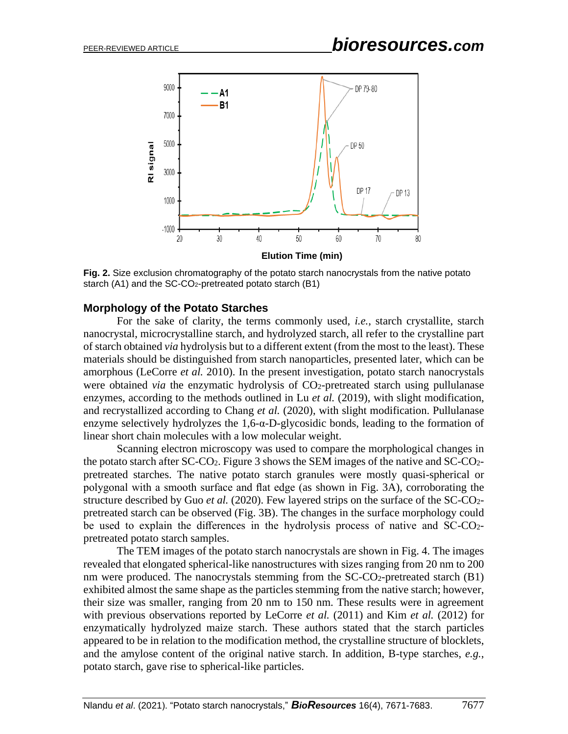**Fig. 2.** Size exclusion chromatography of the potato starch nanocrystals from the native potato starch (A1) and the SC-$CO_2$-pretreated potato starch (B1)

## Morphology of the Potato Starches

For the sake of clarity, the terms commonly used, *i.e.*, starch crystallite, starch nanocrystal, microcrystalline starch, and hydrolyzed starch, all refer to the crystalline part of starch obtained *via* hydrolysis but to a different extent (from the most to the least). These materials should be distinguished from starch nanoparticles, presented later, which can be amorphous (LeCorre *et al.* 2010). In the present investigation, potato starch nanocrystals were obtained *via* the enzymatic hydrolysis of $CO_2$-pretreated starch using pullulanase enzymes, according to the methods outlined in Lu *et al.* (2019), with slight modification, and recrystallized according to Chang *et al.* (2020), with slight modification. Pullulanase enzyme selectively hydrolyzes the 1,6-α-D-glycosidic bonds, leading to the formation of linear short chain molecules with a low molecular weight.

Scanning electron microscopy was used to compare the morphological changes in the potato starch after SC-$CO_2$. Figure 3 shows the SEM images of the native and SC-$CO_2$-pretreated starches. The native potato starch granules were mostly quasi-spherical or polygonal with a smooth surface and flat edge (as shown in Fig. 3A), corroborating the structure described by Guo *et al.* (2020). Few layered strips on the surface of the SC-$CO_2$-pretreated starch can be observed (Fig. 3B). The changes in the surface morphology could be used to explain the differences in the hydrolysis process of native and SC-$CO_2$-pretreated potato starch samples.

The TEM images of the potato starch nanocrystals are shown in Fig. 4. The images revealed that elongated spherical-like nanostructures with sizes ranging from 20 nm to 200 nm were produced. The nanocrystals stemming from the SC-$CO_2$-pretreated starch (B1) exhibited almost the same shape as the particles stemming from the native starch; however, their size was smaller, ranging from 20 nm to 150 nm. These results were in agreement with previous observations reported by LeCorre *et al.* (2011) and Kim *et al.* (2012) for enzymatically hydrolyzed maize starch. These authors stated that the starch particles appeared to be in relation to the modification method, the crystalline structure of blocklets, and the amylose content of the original native starch. In addition, B-type starches, *e.g.*, potato starch, gave rise to spherical-like particles.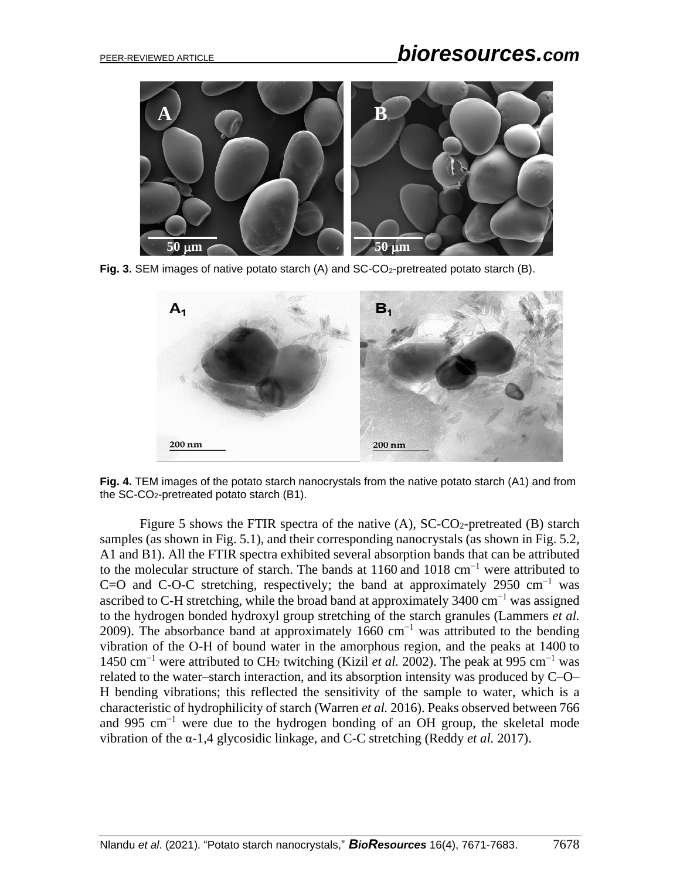**Fig. 3.** SEM images of native potato starch (A) and SC-$CO_2$-pretreated potato starch (B).

**Fig. 4.** TEM images of the potato starch nanocrystals from the native potato starch (A1) and from the SC-$CO_2$-pretreated potato starch (B1).

Figure 5 shows the FTIR spectra of the native (A), SC-$CO_2$-pretreated (B) starch samples (as shown in Fig. 5.1), and their corresponding nanocrystals (as shown in Fig. 5.2, A1 and B1). All the FTIR spectra exhibited several absorption bands that can be attributed to the molecular structure of starch. The bands at 1160 and 1018 $cm^{-1}$ were attributed to C=O and C-O-C stretching, respectively; the band at approximately 2950 $cm^{-1}$ was ascribed to C-H stretching, while the broad band at approximately 3400 $cm^{-1}$ was assigned to the hydrogen bonded hydroxyl group stretching of the starch granules (Lammers *et al.* 2009). The absorbance band at approximately 1660 $cm^{-1}$ was attributed to the bending vibration of the O-H of bound water in the amorphous region, and the peaks at 1400 to 1450 $cm^{-1}$ were attributed to $CH_2$ twitching (Kizil *et al.* 2002). The peak at 995 $cm^{-1}$ was related to the water–starch interaction, and its absorption intensity was produced by C–O–H bending vibrations; this reflected the sensitivity of the sample to water, which is a characteristic of hydrophilicity of starch (Warren *et al.* 2016). Peaks observed between 766 and 995 $cm^{-1}$ were due to the hydrogen bonding of an OH group, the skeletal mode vibration of the α-1,4 glycosidic linkage, and C-C stretching (Reddy *et al.* 2017).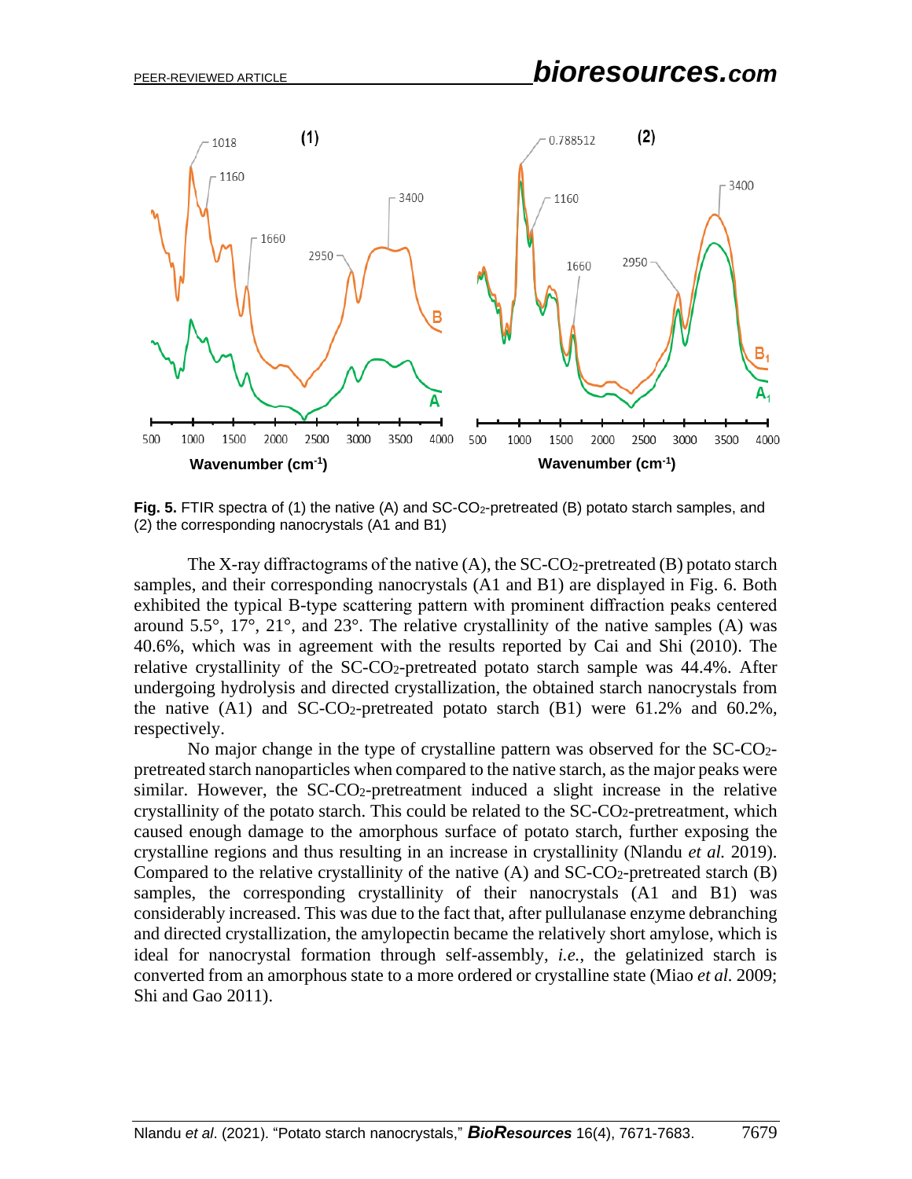Fig. 5. FTIR spectra of (1) the native (A) and SC-$CO_2$-pretreated (B) potato starch samples, and (2) the corresponding nanocrystals (A1 and B1)

The X-ray diffractograms of the native (A), the SC-$CO_2$-pretreated (B) potato starch samples, and their corresponding nanocrystals (A1 and B1) are displayed in Fig. 6. Both exhibited the typical B-type scattering pattern with prominent diffraction peaks centered around 5.5°, 17°, 21°, and 23°. The relative crystallinity of the native samples (A) was 40.6%, which was in agreement with the results reported by Cai and Shi (2010). The relative crystallinity of the SC-$CO_2$-pretreated potato starch sample was 44.4%. After undergoing hydrolysis and directed crystallization, the obtained starch nanocrystals from the native (A1) and SC-$CO_2$-pretreated potato starch (B1) were 61.2% and 60.2%, respectively.

No major change in the type of crystalline pattern was observed for the SC-$CO_2$-pretreated starch nanoparticles when compared to the native starch, as the major peaks were similar. However, the SC-$CO_2$-pretreatment induced a slight increase in the relative crystallinity of the potato starch. This could be related to the SC-$CO_2$-pretreatment, which caused enough damage to the amorphous surface of potato starch, further exposing the crystalline regions and thus resulting in an increase in crystallinity (Nlandu *et al.* 2019). Compared to the relative crystallinity of the native (A) and SC-$CO_2$-pretreated starch (B) samples, the corresponding crystallinity of their nanocrystals (A1 and B1) was considerably increased. This was due to the fact that, after pullulanase enzyme debranching and directed crystallization, the amylopectin became the relatively short amylose, which is ideal for nanocrystal formation through self-assembly, *i.e.*, the gelatinized starch is converted from an amorphous state to a more ordered or crystalline state (Miao *et al.* 2009; Shi and Gao 2011).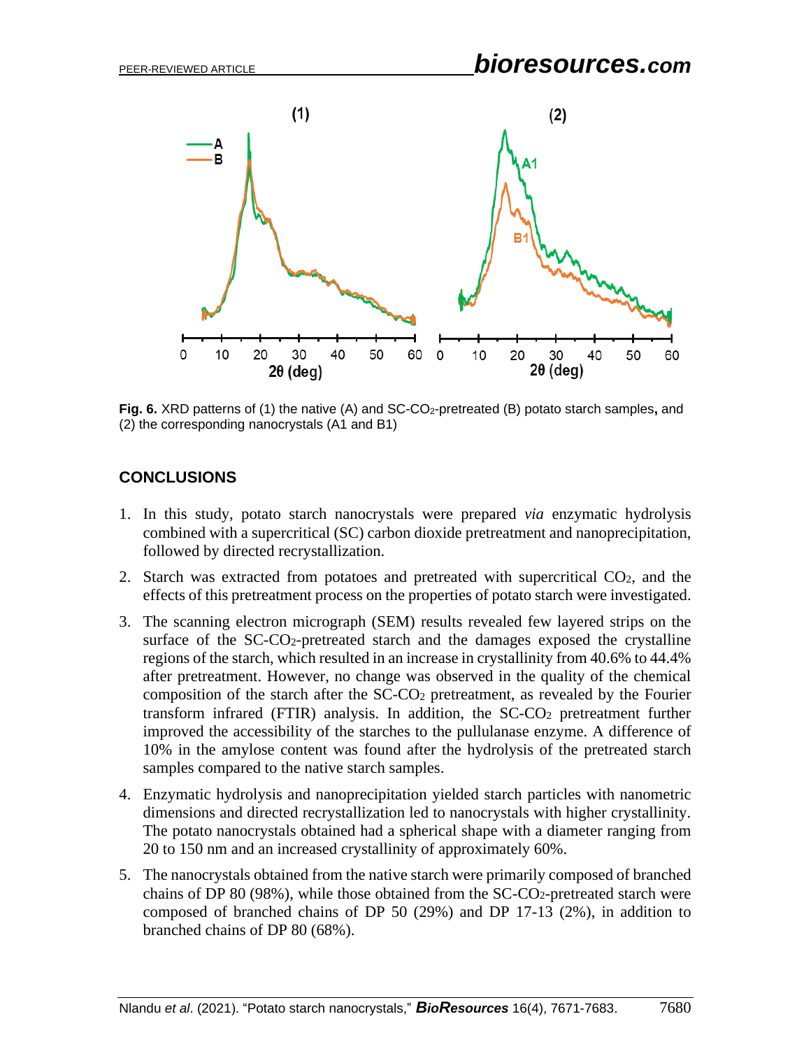**Fig. 6.** XRD patterns of (1) the native (A) and SC-$CO_2$-pretreated (B) potato starch samples**,** and (2) the corresponding nanocrystals (A1 and B1)

## CONCLUSIONS

1. In this study, potato starch nanocrystals were prepared *via* enzymatic hydrolysis combined with a supercritical (SC) carbon dioxide pretreatment and nanoprecipitation, followed by directed recrystallization.
2. Starch was extracted from potatoes and pretreated with supercritical $CO_2$, and the effects of this pretreatment process on the properties of potato starch were investigated.
3. The scanning electron micrograph (SEM) results revealed few layered strips on the surface of the SC-$CO_2$-pretreated starch and the damages exposed the crystalline regions of the starch, which resulted in an increase in crystallinity from 40.6% to 44.4% after pretreatment. However, no change was observed in the quality of the chemical composition of the starch after the SC-$CO_2$ pretreatment, as revealed by the Fourier transform infrared (FTIR) analysis. In addition, the SC-$CO_2$ pretreatment further improved the accessibility of the starches to the pullulanase enzyme. A difference of 10% in the amylose content was found after the hydrolysis of the pretreated starch samples compared to the native starch samples.
4. Enzymatic hydrolysis and nanoprecipitation yielded starch particles with nanometric dimensions and directed recrystallization led to nanocrystals with higher crystallinity. The potato nanocrystals obtained had a spherical shape with a diameter ranging from 20 to 150 nm and an increased crystallinity of approximately 60%.
5. The nanocrystals obtained from the native starch were primarily composed of branched chains of DP 80 (98%), while those obtained from the SC-$CO_2$-pretreated starch were composed of branched chains of DP 50 (29%) and DP 17-13 (2%), in addition to branched chains of DP 80 (68%).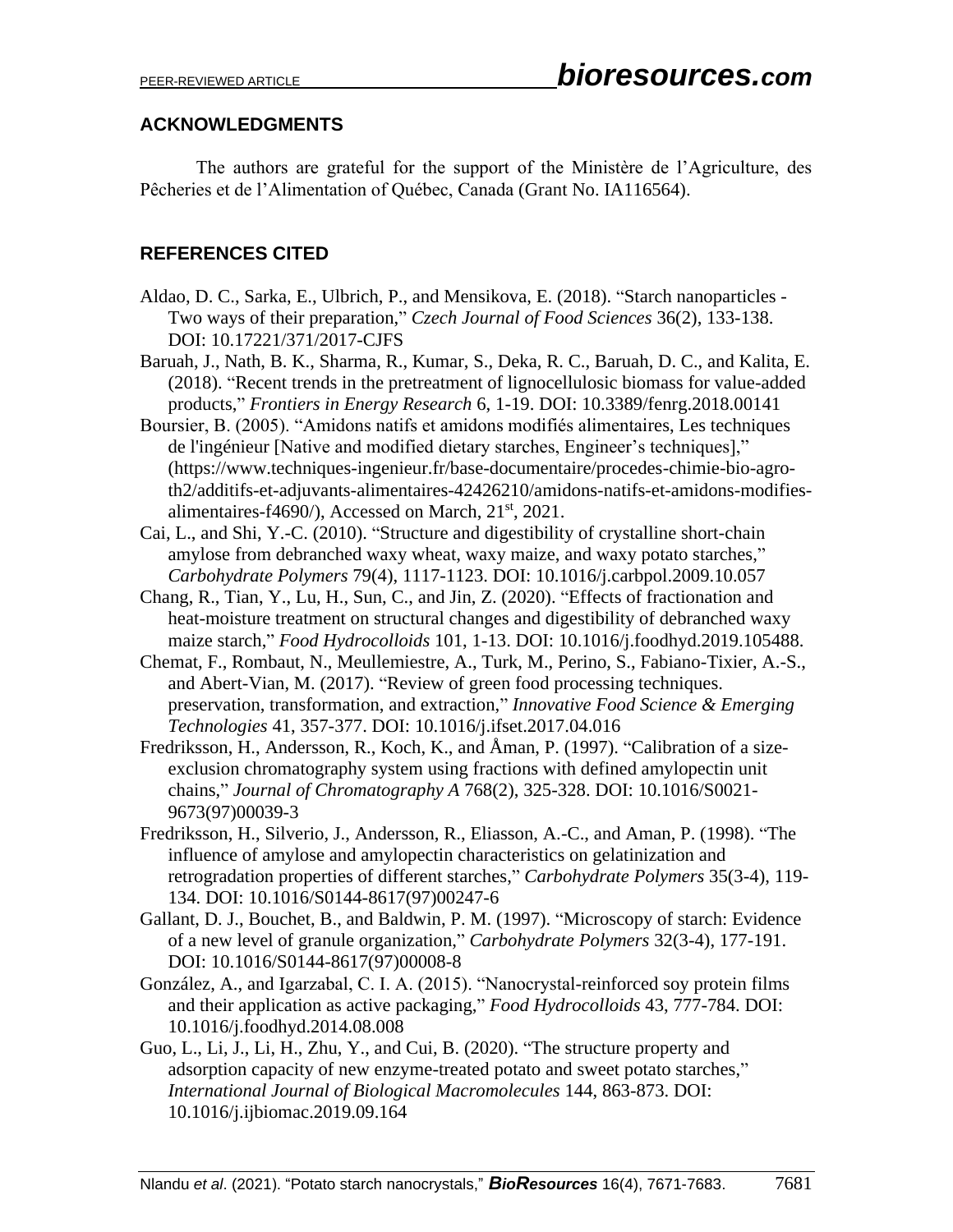## ACKNOWLEDGMENTS

The authors are grateful for the support of the Ministère de l'Agriculture, des Pêcheries et de l'Alimentation of Québec, Canada (Grant No. IA116564).

## REFERENCES CITED

Aldao, D. C., Sarka, E., Ulbrich, P., and Mensikova, E. (2018). "Starch nanoparticles - Two ways of their preparation," *Czech Journal of Food Sciences* 36(2), 133-138. DOI: 10.17221/371/2017-CJFS

Baruah, J., Nath, B. K., Sharma, R., Kumar, S., Deka, R. C., Baruah, D. C., and Kalita, E. (2018). "Recent trends in the pretreatment of lignocellulosic biomass for value-added products," *Frontiers in Energy Research* 6, 1-19. DOI: 10.3389/fenrg.2018.00141

Boursier, B. (2005). "Amidons natifs et amidons modifiés alimentaires, Les techniques de l'ingénieur [Native and modified dietary starches, Engineer's techniques]," (https://www.techniques-ingenieur.fr/base-documentaire/procedes-chimie-bio-agro-th2/additifs-et-adjuvants-alimentaires-42426210/amidons-natifs-et-amidons-modifies-alimentaires-f4690/), Accessed on March, 21st, 2021.

Cai, L., and Shi, Y.-C. (2010). "Structure and digestibility of crystalline short-chain amylose from debranched waxy wheat, waxy maize, and waxy potato starches," *Carbohydrate Polymers* 79(4), 1117-1123. DOI: 10.1016/j.carbpol.2009.10.057

Chang, R., Tian, Y., Lu, H., Sun, C., and Jin, Z. (2020). "Effects of fractionation and heat-moisture treatment on structural changes and digestibility of debranched waxy maize starch," *Food Hydrocolloids* 101, 1-13. DOI: 10.1016/j.foodhyd.2019.105488.

Chemat, F., Rombaut, N., Meullemiestre, A., Turk, M., Perino, S., Fabiano-Tixier, A.-S., and Abert-Vian, M. (2017). "Review of green food processing techniques. preservation, transformation, and extraction," *Innovative Food Science & Emerging Technologies* 41, 357-377. DOI: 10.1016/j.ifset.2017.04.016

Fredriksson, H., Andersson, R., Koch, K., and Åman, P. (1997). "Calibration of a size-exclusion chromatography system using fractions with defined amylopectin unit chains," *Journal of Chromatography A* 768(2), 325-328. DOI: 10.1016/S0021-9673(97)00039-3

Fredriksson, H., Silverio, J., Andersson, R., Eliasson, A.-C., and Aman, P. (1998). "The influence of amylose and amylopectin characteristics on gelatinization and retrogradation properties of different starches," *Carbohydrate Polymers* 35(3-4), 119-134. DOI: 10.1016/S0144-8617(97)00247-6

Gallant, D. J., Bouchet, B., and Baldwin, P. M. (1997). "Microscopy of starch: Evidence of a new level of granule organization," *Carbohydrate Polymers* 32(3-4), 177-191. DOI: 10.1016/S0144-8617(97)00008-8

González, A., and Igarzabal, C. I. A. (2015). "Nanocrystal-reinforced soy protein films and their application as active packaging," *Food Hydrocolloids* 43, 777-784. DOI: 10.1016/j.foodhyd.2014.08.008

Guo, L., Li, J., Li, H., Zhu, Y., and Cui, B. (2020). "The structure property and adsorption capacity of new enzyme-treated potato and sweet potato starches," *International Journal of Biological Macromolecules* 144, 863-873. DOI: 10.1016/j.ijbiomac.2019.09.164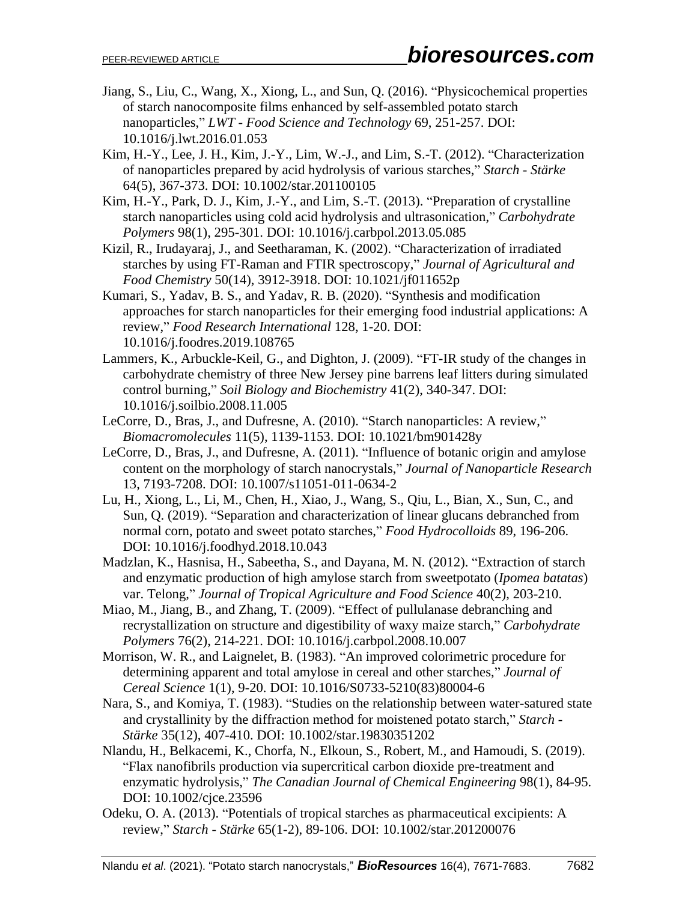Jiang, S., Liu, C., Wang, X., Xiong, L., and Sun, Q. (2016). "Physicochemical properties of starch nanocomposite films enhanced by self-assembled potato starch nanoparticles," *LWT - Food Science and Technology* 69, 251-257. DOI: 10.1016/j.lwt.2016.01.053

Kim, H.-Y., Lee, J. H., Kim, J.-Y., Lim, W.-J., and Lim, S.-T. (2012). "Characterization of nanoparticles prepared by acid hydrolysis of various starches," *Starch - Stärke* 64(5), 367-373. DOI: 10.1002/star.201100105

Kim, H.-Y., Park, D. J., Kim, J.-Y., and Lim, S.-T. (2013). "Preparation of crystalline starch nanoparticles using cold acid hydrolysis and ultrasonication," *Carbohydrate Polymers* 98(1), 295-301. DOI: 10.1016/j.carbpol.2013.05.085

Kizil, R., Irudayaraj, J., and Seetharaman, K. (2002). "Characterization of irradiated starches by using FT-Raman and FTIR spectroscopy," *Journal of Agricultural and Food Chemistry* 50(14), 3912-3918. DOI: 10.1021/jf011652p

Kumari, S., Yadav, B. S., and Yadav, R. B. (2020). "Synthesis and modification approaches for starch nanoparticles for their emerging food industrial applications: A review," *Food Research International* 128, 1-20. DOI: 10.1016/j.foodres.2019.108765

Lammers, K., Arbuckle-Keil, G., and Dighton, J. (2009). "FT-IR study of the changes in carbohydrate chemistry of three New Jersey pine barrens leaf litters during simulated control burning," *Soil Biology and Biochemistry* 41(2), 340-347. DOI: 10.1016/j.soilbio.2008.11.005

LeCorre, D., Bras, J., and Dufresne, A. (2010). "Starch nanoparticles: A review," *Biomacromolecules* 11(5), 1139-1153. DOI: 10.1021/bm901428y

LeCorre, D., Bras, J., and Dufresne, A. (2011). "Influence of botanic origin and amylose content on the morphology of starch nanocrystals," *Journal of Nanoparticle Research* 13, 7193-7208. DOI: 10.1007/s11051-011-0634-2

Lu, H., Xiong, L., Li, M., Chen, H., Xiao, J., Wang, S., Qiu, L., Bian, X., Sun, C., and Sun, Q. (2019). "Separation and characterization of linear glucans debranched from normal corn, potato and sweet potato starches," *Food Hydrocolloids* 89, 196-206. DOI: 10.1016/j.foodhyd.2018.10.043

Madzlan, K., Hasnisa, H., Sabeetha, S., and Dayana, M. N. (2012). "Extraction of starch and enzymatic production of high amylose starch from sweetpotato (*Ipomea batatas*) var. Telong," *Journal of Tropical Agriculture and Food Science* 40(2), 203-210.

Miao, M., Jiang, B., and Zhang, T. (2009). "Effect of pullulanase debranching and recrystallization on structure and digestibility of waxy maize starch," *Carbohydrate Polymers* 76(2), 214-221. DOI: 10.1016/j.carbpol.2008.10.007

Morrison, W. R., and Laignelet, B. (1983). "An improved colorimetric procedure for determining apparent and total amylose in cereal and other starches," *Journal of Cereal Science* 1(1), 9-20. DOI: 10.1016/S0733-5210(83)80004-6

Nara, S., and Komiya, T. (1983). "Studies on the relationship between water-satured state and crystallinity by the diffraction method for moistened potato starch," *Starch - Stärke* 35(12), 407-410. DOI: 10.1002/star.19830351202

Nlandu, H., Belkacemi, K., Chorfa, N., Elkoun, S., Robert, M., and Hamoudi, S. (2019). "Flax nanofibrils production via supercritical carbon dioxide pre-treatment and enzymatic hydrolysis," *The Canadian Journal of Chemical Engineering* 98(1), 84-95. DOI: 10.1002/cjce.23596

Odeku, O. A. (2013). "Potentials of tropical starches as pharmaceutical excipients: A review," *Starch - Stärke* 65(1-2), 89-106. DOI: 10.1002/star.201200076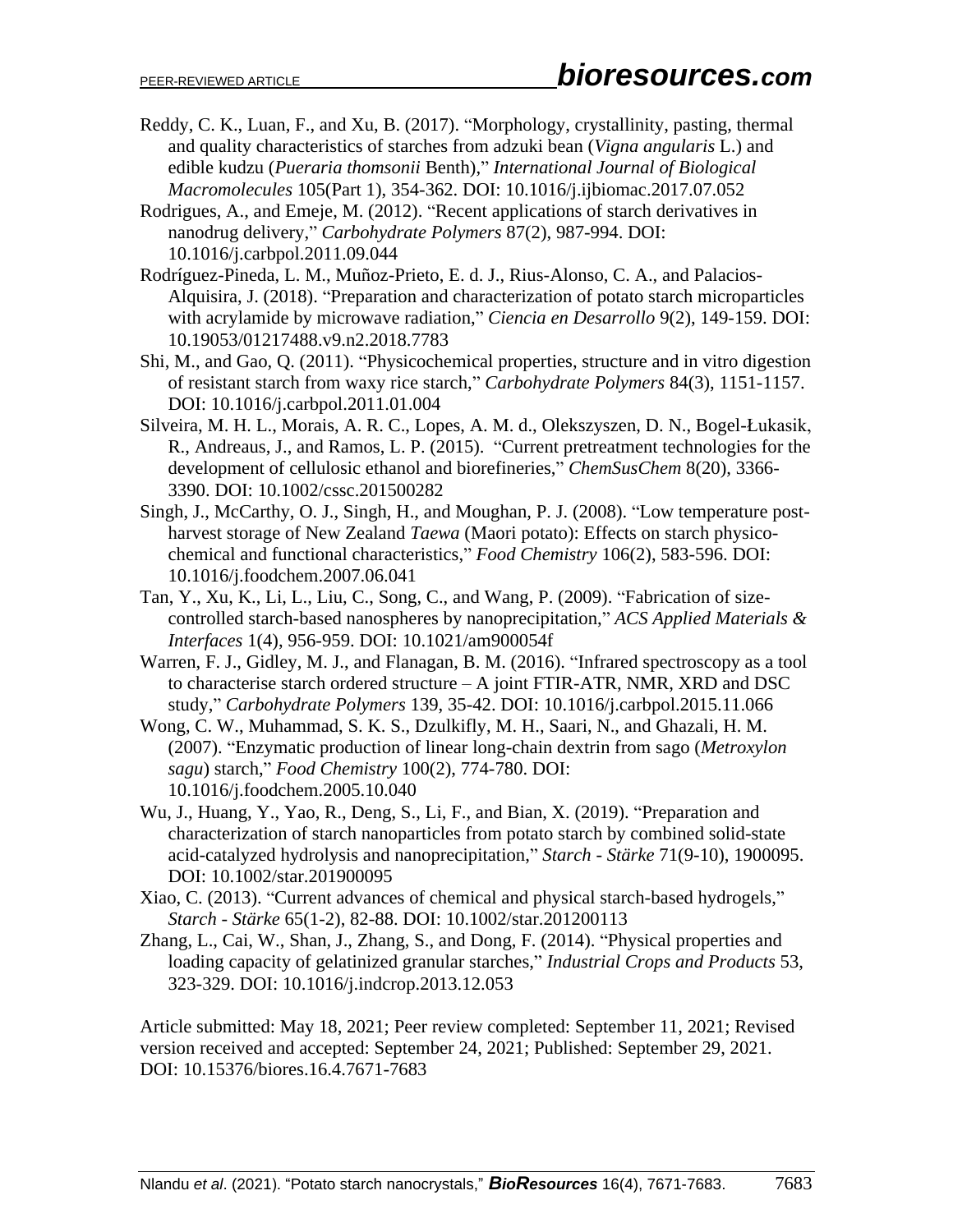Reddy, C. K., Luan, F., and Xu, B. (2017). "Morphology, crystallinity, pasting, thermal and quality characteristics of starches from adzuki bean (*Vigna angularis* L.) and edible kudzu (*Pueraria thomsonii* Benth)," *International Journal of Biological Macromolecules* 105(Part 1), 354-362. DOI: 10.1016/j.ijbiomac.2017.07.052

Rodrigues, A., and Emeje, M. (2012). "Recent applications of starch derivatives in nanodrug delivery," *Carbohydrate Polymers* 87(2), 987-994. DOI: 10.1016/j.carbpol.2011.09.044

Rodríguez-Pineda, L. M., Muñoz-Prieto, E. d. J., Rius-Alonso, C. A., and Palacios-Alquisira, J. (2018). "Preparation and characterization of potato starch microparticles with acrylamide by microwave radiation," *Ciencia en Desarrollo* 9(2), 149-159. DOI: 10.19053/01217488.v9.n2.2018.7783

Shi, M., and Gao, Q. (2011). "Physicochemical properties, structure and in vitro digestion of resistant starch from waxy rice starch," *Carbohydrate Polymers* 84(3), 1151-1157. DOI: 10.1016/j.carbpol.2011.01.004

Silveira, M. H. L., Morais, A. R. C., Lopes, A. M. d., Olekszyszen, D. N., Bogel-Łukasik, R., Andreaus, J., and Ramos, L. P. (2015). "Current pretreatment technologies for the development of cellulosic ethanol and biorefineries," *ChemSusChem* 8(20), 3366-3390. DOI: 10.1002/cssc.201500282

Singh, J., McCarthy, O. J., Singh, H., and Moughan, P. J. (2008). "Low temperature post-harvest storage of New Zealand *Taewa* (Maori potato): Effects on starch physico-chemical and functional characteristics," *Food Chemistry* 106(2), 583-596. DOI: 10.1016/j.foodchem.2007.06.041

Tan, Y., Xu, K., Li, L., Liu, C., Song, C., and Wang, P. (2009). "Fabrication of size-controlled starch-based nanospheres by nanoprecipitation," *ACS Applied Materials & Interfaces* 1(4), 956-959. DOI: 10.1021/am900054f

Warren, F. J., Gidley, M. J., and Flanagan, B. M. (2016). "Infrared spectroscopy as a tool to characterise starch ordered structure – A joint FTIR-ATR, NMR, XRD and DSC study," *Carbohydrate Polymers* 139, 35-42. DOI: 10.1016/j.carbpol.2015.11.066

Wong, C. W., Muhammad, S. K. S., Dzulkifly, M. H., Saari, N., and Ghazali, H. M. (2007). "Enzymatic production of linear long-chain dextrin from sago (*Metroxylon sagu*) starch," *Food Chemistry* 100(2), 774-780. DOI: 10.1016/j.foodchem.2005.10.040

Wu, J., Huang, Y., Yao, R., Deng, S., Li, F., and Bian, X. (2019). "Preparation and characterization of starch nanoparticles from potato starch by combined solid-state acid-catalyzed hydrolysis and nanoprecipitation," *Starch - Stärke* 71(9-10), 1900095. DOI: 10.1002/star.201900095

Xiao, C. (2013). "Current advances of chemical and physical starch-based hydrogels," *Starch - Stärke* 65(1-2), 82-88. DOI: 10.1002/star.201200113

Zhang, L., Cai, W., Shan, J., Zhang, S., and Dong, F. (2014). "Physical properties and loading capacity of gelatinized granular starches," *Industrial Crops and Products* 53, 323-329. DOI: 10.1016/j.indcrop.2013.12.053

Article submitted: May 18, 2021; Peer review completed: September 11, 2021; Revised version received and accepted: September 24, 2021; Published: September 29, 2021. DOI: 10.15376/biores.16.4.7671-7683